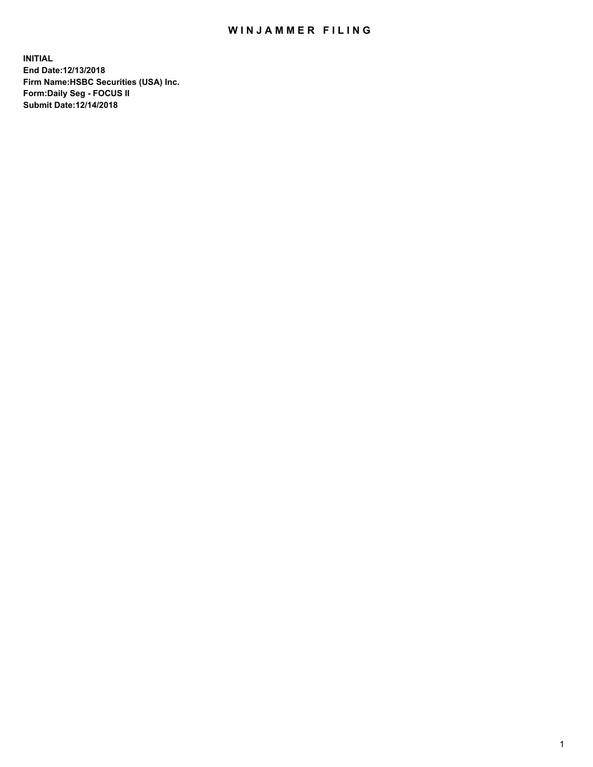# WINJAMMER FILING

**INITIAL**
**End Date:12/13/2018**
**Firm Name:HSBC Securities (USA) Inc.**
**Form:Daily Seg - FOCUS II**
**Submit Date:12/14/2018**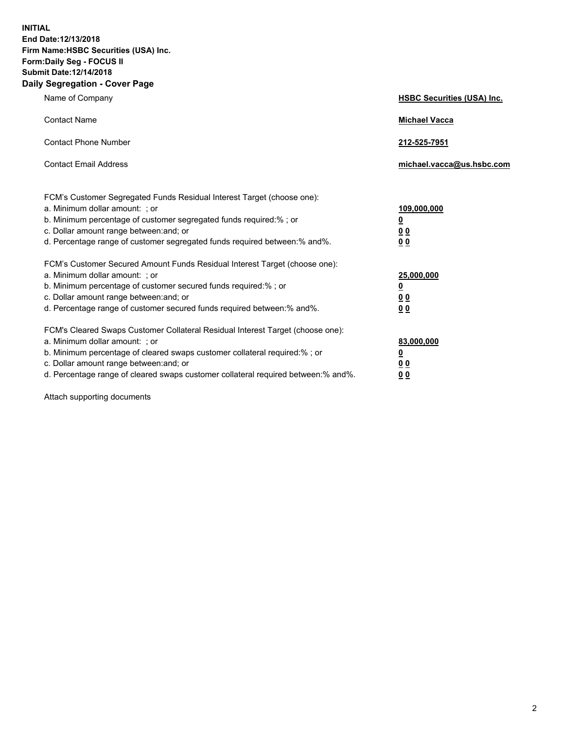**INITIAL**
**End Date:12/13/2018**
**Firm Name:HSBC Securities (USA) Inc.**
**Form:Daily Seg - FOCUS II**
**Submit Date:12/14/2018**

## Daily Segregation - Cover Page

| | |
|---|---|
| Name of Company | **HSBC Securities (USA) Inc.** |
| Contact Name | **Michael Vacca** |
| Contact Phone Number | **212-525-7951** |
| Contact Email Address | **michael.vacca@us.hsbc.com** |

| | |
|---|---|
| FCM's Customer Segregated Funds Residual Interest Target (choose one): | |
| a. Minimum dollar amount: ; or | **109,000,000** |
| b. Minimum percentage of customer segregated funds required:% ; or | **0** |
| c. Dollar amount range between:and; or | **0 0** |
| d. Percentage range of customer segregated funds required between:% and%. | **0 0** |
| FCM's Customer Secured Amount Funds Residual Interest Target (choose one): | |
| a. Minimum dollar amount: ; or | **25,000,000** |
| b. Minimum percentage of customer secured funds required:% ; or | **0** |
| c. Dollar amount range between:and; or | **0 0** |
| d. Percentage range of customer secured funds required between:% and%. | **0 0** |
| FCM's Cleared Swaps Customer Collateral Residual Interest Target (choose one): | |
| a. Minimum dollar amount: ; or | **83,000,000** |
| b. Minimum percentage of cleared swaps customer collateral required:% ; or | **0** |
| c. Dollar amount range between:and; or | **0 0** |
| d. Percentage range of cleared swaps customer collateral required between:% and%. | **0 0** |

Attach supporting documents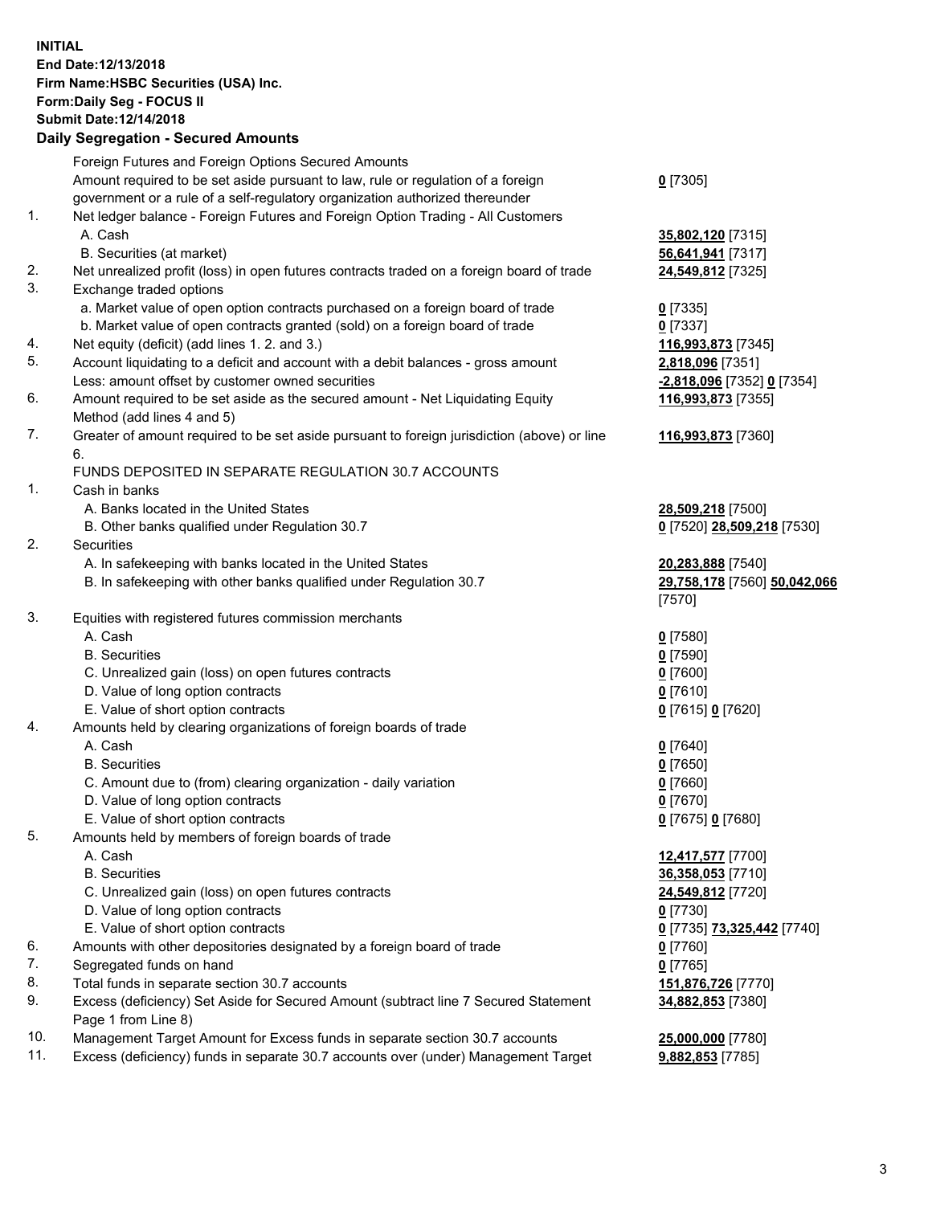**INITIAL**
**End Date:12/13/2018**
**Firm Name:HSBC Securities (USA) Inc.**
**Form:Daily Seg - FOCUS II**
**Submit Date:12/14/2018**

## Daily Segregation - Secured Amounts

| | | |
|---|---|---|
| | Foreign Futures and Foreign Options Secured Amounts | |
| | Amount required to be set aside pursuant to law, rule or regulation of a foreign government or a rule of a self-regulatory organization authorized thereunder | **0** [7305] |
| 1. | Net ledger balance - Foreign Futures and Foreign Option Trading - All Customers | |
| | A. Cash | **35,802,120** [7315] |
| | B. Securities (at market) | **56,641,941** [7317] |
| 2. | Net unrealized profit (loss) in open futures contracts traded on a foreign board of trade | **24,549,812** [7325] |
| 3. | Exchange traded options | |
| | a. Market value of open option contracts purchased on a foreign board of trade | **0** [7335] |
| | b. Market value of open contracts granted (sold) on a foreign board of trade | **0** [7337] |
| 4. | Net equity (deficit) (add lines 1. 2. and 3.) | **116,993,873** [7345] |
| 5. | Account liquidating to a deficit and account with a debit balances - gross amount | **2,818,096** [7351] |
| | Less: amount offset by customer owned securities | **-2,818,096** [7352] **0** [7354] |
| 6. | Amount required to be set aside as the secured amount - Net Liquidating Equity Method (add lines 4 and 5) | **116,993,873** [7355] |
| 7. | Greater of amount required to be set aside pursuant to foreign jurisdiction (above) or line 6. | **116,993,873** [7360] |
| | FUNDS DEPOSITED IN SEPARATE REGULATION 30.7 ACCOUNTS | |
| 1. | Cash in banks | |
| | A. Banks located in the United States | **28,509,218** [7500] |
| | B. Other banks qualified under Regulation 30.7 | **0** [7520] **28,509,218** [7530] |
| 2. | Securities | |
| | A. In safekeeping with banks located in the United States | **20,283,888** [7540] |
| | B. In safekeeping with other banks qualified under Regulation 30.7 | **29,758,178** [7560] **50,042,066** [7570] |
| 3. | Equities with registered futures commission merchants | |
| | A. Cash | **0** [7580] |
| | B. Securities | **0** [7590] |
| | C. Unrealized gain (loss) on open futures contracts | **0** [7600] |
| | D. Value of long option contracts | **0** [7610] |
| | E. Value of short option contracts | **0** [7615] **0** [7620] |
| 4. | Amounts held by clearing organizations of foreign boards of trade | |
| | A. Cash | **0** [7640] |
| | B. Securities | **0** [7650] |
| | C. Amount due to (from) clearing organization - daily variation | **0** [7660] |
| | D. Value of long option contracts | **0** [7670] |
| | E. Value of short option contracts | **0** [7675] **0** [7680] |
| 5. | Amounts held by members of foreign boards of trade | |
| | A. Cash | **12,417,577** [7700] |
| | B. Securities | **36,358,053** [7710] |
| | C. Unrealized gain (loss) on open futures contracts | **24,549,812** [7720] |
| | D. Value of long option contracts | **0** [7730] |
| | E. Value of short option contracts | **0** [7735] **73,325,442** [7740] |
| 6. | Amounts with other depositories designated by a foreign board of trade | **0** [7760] |
| 7. | Segregated funds on hand | **0** [7765] |
| 8. | Total funds in separate section 30.7 accounts | **151,876,726** [7770] |
| 9. | Excess (deficiency) Set Aside for Secured Amount (subtract line 7 Secured Statement Page 1 from Line 8) | **34,882,853** [7380] |
| 10. | Management Target Amount for Excess funds in separate section 30.7 accounts | **25,000,000** [7780] |
| 11. | Excess (deficiency) funds in separate 30.7 accounts over (under) Management Target | **9,882,853** [7785] |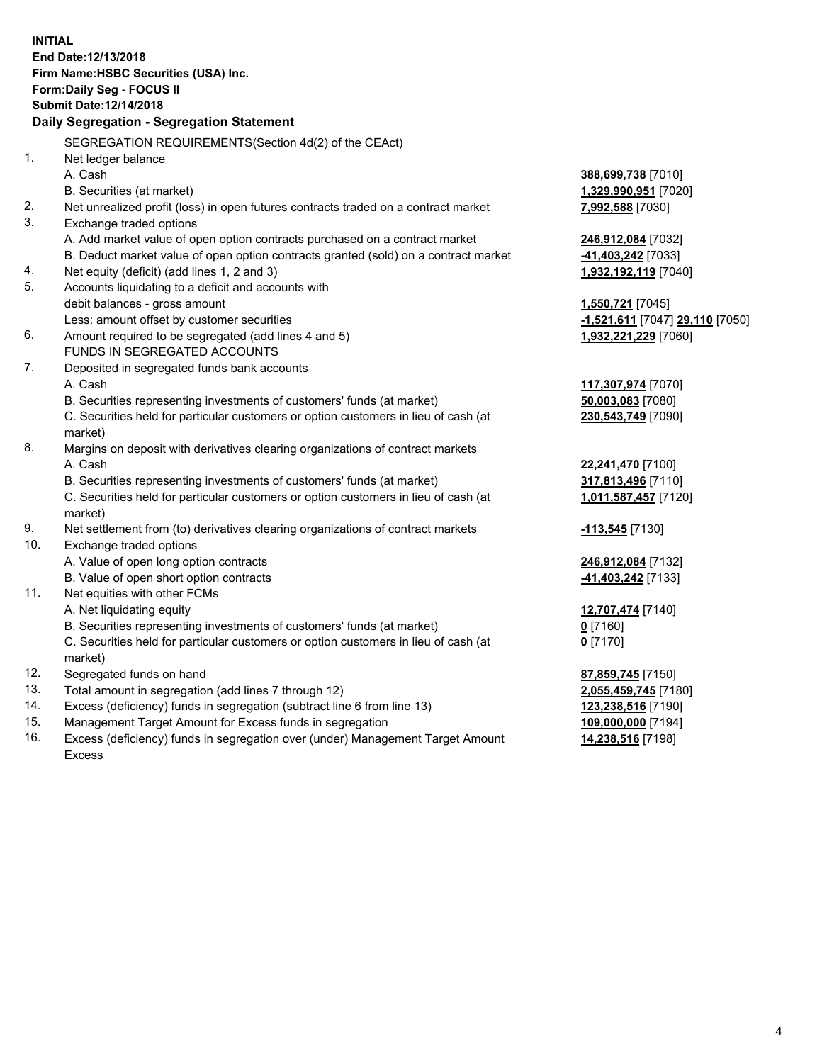**INITIAL**
**End Date:12/13/2018**
**Firm Name:HSBC Securities (USA) Inc.**
**Form:Daily Seg - FOCUS II**
**Submit Date:12/14/2018**

**Daily Segregation - Segregation Statement**

| | | |
|---|---|---|
| | SEGREGATION REQUIREMENTS(Section 4d(2) of the CEAct) | |
| 1. | Net ledger balance | |
| | A. Cash | **388,699,738** [7010] |
| | B. Securities (at market) | **1,329,990,951** [7020] |
| 2. | Net unrealized profit (loss) in open futures contracts traded on a contract market | **7,992,588** [7030] |
| 3. | Exchange traded options | |
| | A. Add market value of open option contracts purchased on a contract market | **246,912,084** [7032] |
| | B. Deduct market value of open option contracts granted (sold) on a contract market | **-41,403,242** [7033] |
| 4. | Net equity (deficit) (add lines 1, 2 and 3) | **1,932,192,119** [7040] |
| 5. | Accounts liquidating to a deficit and accounts with debit balances - gross amount | **1,550,721** [7045] |
| | Less: amount offset by customer securities | **-1,521,611** [7047] **29,110** [7050] |
| 6. | Amount required to be segregated (add lines 4 and 5) | **1,932,221,229** [7060] |
| | FUNDS IN SEGREGATED ACCOUNTS | |
| 7. | Deposited in segregated funds bank accounts | |
| | A. Cash | **117,307,974** [7070] |
| | B. Securities representing investments of customers' funds (at market) | **50,003,083** [7080] |
| | C. Securities held for particular customers or option customers in lieu of cash (at market) | **230,543,749** [7090] |
| 8. | Margins on deposit with derivatives clearing organizations of contract markets | |
| | A. Cash | **22,241,470** [7100] |
| | B. Securities representing investments of customers' funds (at market) | **317,813,496** [7110] |
| | C. Securities held for particular customers or option customers in lieu of cash (at market) | **1,011,587,457** [7120] |
| 9. | Net settlement from (to) derivatives clearing organizations of contract markets | **-113,545** [7130] |
| 10. | Exchange traded options | |
| | A. Value of open long option contracts | **246,912,084** [7132] |
| | B. Value of open short option contracts | **-41,403,242** [7133] |
| 11. | Net equities with other FCMs | |
| | A. Net liquidating equity | **12,707,474** [7140] |
| | B. Securities representing investments of customers' funds (at market) | **0** [7160] |
| | C. Securities held for particular customers or option customers in lieu of cash (at market) | **0** [7170] |
| 12. | Segregated funds on hand | **87,859,745** [7150] |
| 13. | Total amount in segregation (add lines 7 through 12) | **2,055,459,745** [7180] |
| 14. | Excess (deficiency) funds in segregation (subtract line 6 from line 13) | **123,238,516** [7190] |
| 15. | Management Target Amount for Excess funds in segregation | **109,000,000** [7194] |
| 16. | Excess (deficiency) funds in segregation over (under) Management Target Amount Excess | **14,238,516** [7198] |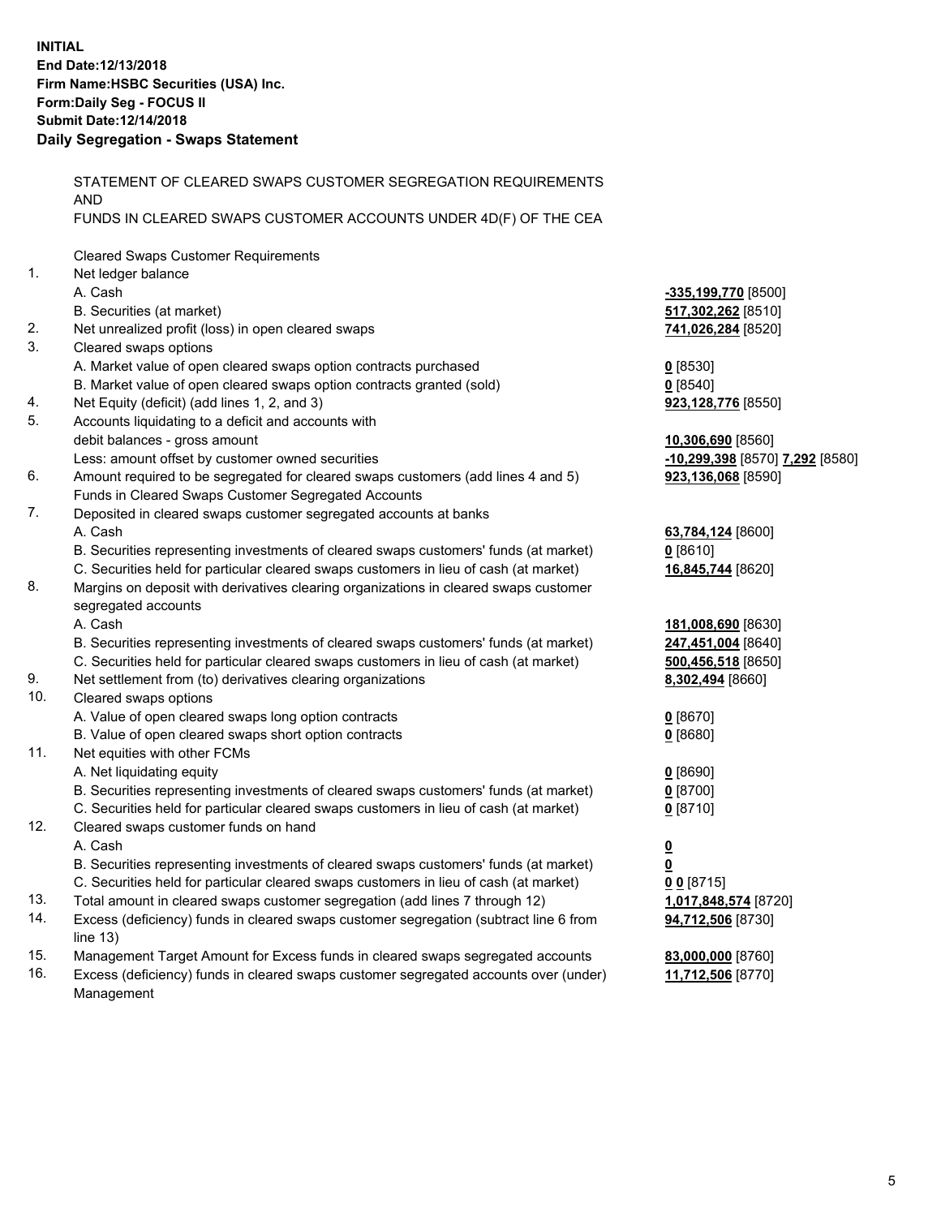**INITIAL**
**End Date:12/13/2018**
**Firm Name:HSBC Securities (USA) Inc.**
**Form:Daily Seg - FOCUS II**
**Submit Date:12/14/2018**
**Daily Segregation - Swaps Statement**

STATEMENT OF CLEARED SWAPS CUSTOMER SEGREGATION REQUIREMENTS AND FUNDS IN CLEARED SWAPS CUSTOMER ACCOUNTS UNDER 4D(F) OF THE CEA

| | | |
|---|---|---|
| | Cleared Swaps Customer Requirements | |
| 1. | Net ledger balance | |
| | A. Cash | **-335,199,770** [8500] |
| | B. Securities (at market) | **517,302,262** [8510] |
| 2. | Net unrealized profit (loss) in open cleared swaps | **741,026,284** [8520] |
| 3. | Cleared swaps options | |
| | A. Market value of open cleared swaps option contracts purchased | **0** [8530] |
| | B. Market value of open cleared swaps option contracts granted (sold) | **0** [8540] |
| 4. | Net Equity (deficit) (add lines 1, 2, and 3) | **923,128,776** [8550] |
| 5. | Accounts liquidating to a deficit and accounts with debit balances - gross amount | **10,306,690** [8560] |
| | Less: amount offset by customer owned securities | **-10,299,398** [8570] **7,292** [8580] |
| 6. | Amount required to be segregated for cleared swaps customers (add lines 4 and 5) | **923,136,068** [8590] |
| | Funds in Cleared Swaps Customer Segregated Accounts | |
| 7. | Deposited in cleared swaps customer segregated accounts at banks | |
| | A. Cash | **63,784,124** [8600] |
| | B. Securities representing investments of cleared swaps customers' funds (at market) | **0** [8610] |
| | C. Securities held for particular cleared swaps customers in lieu of cash (at market) | **16,845,744** [8620] |
| 8. | Margins on deposit with derivatives clearing organizations in cleared swaps customer segregated accounts | |
| | A. Cash | **181,008,690** [8630] |
| | B. Securities representing investments of cleared swaps customers' funds (at market) | **247,451,004** [8640] |
| | C. Securities held for particular cleared swaps customers in lieu of cash (at market) | **500,456,518** [8650] |
| 9. | Net settlement from (to) derivatives clearing organizations | **8,302,494** [8660] |
| 10. | Cleared swaps options | |
| | A. Value of open cleared swaps long option contracts | **0** [8670] |
| | B. Value of open cleared swaps short option contracts | **0** [8680] |
| 11. | Net equities with other FCMs | |
| | A. Net liquidating equity | **0** [8690] |
| | B. Securities representing investments of cleared swaps customers' funds (at market) | **0** [8700] |
| | C. Securities held for particular cleared swaps customers in lieu of cash (at market) | **0** [8710] |
| 12. | Cleared swaps customer funds on hand | |
| | A. Cash | **0** |
| | B. Securities representing investments of cleared swaps customers' funds (at market) | **0** |
| | C. Securities held for particular cleared swaps customers in lieu of cash (at market) | **0** **0** [8715] |
| 13. | Total amount in cleared swaps customer segregation (add lines 7 through 12) | **1,017,848,574** [8720] |
| 14. | Excess (deficiency) funds in cleared swaps customer segregation (subtract line 6 from line 13) | **94,712,506** [8730] |
| 15. | Management Target Amount for Excess funds in cleared swaps segregated accounts | **83,000,000** [8760] |
| 16. | Excess (deficiency) funds in cleared swaps customer segregated accounts over (under) Management | **11,712,506** [8770] |